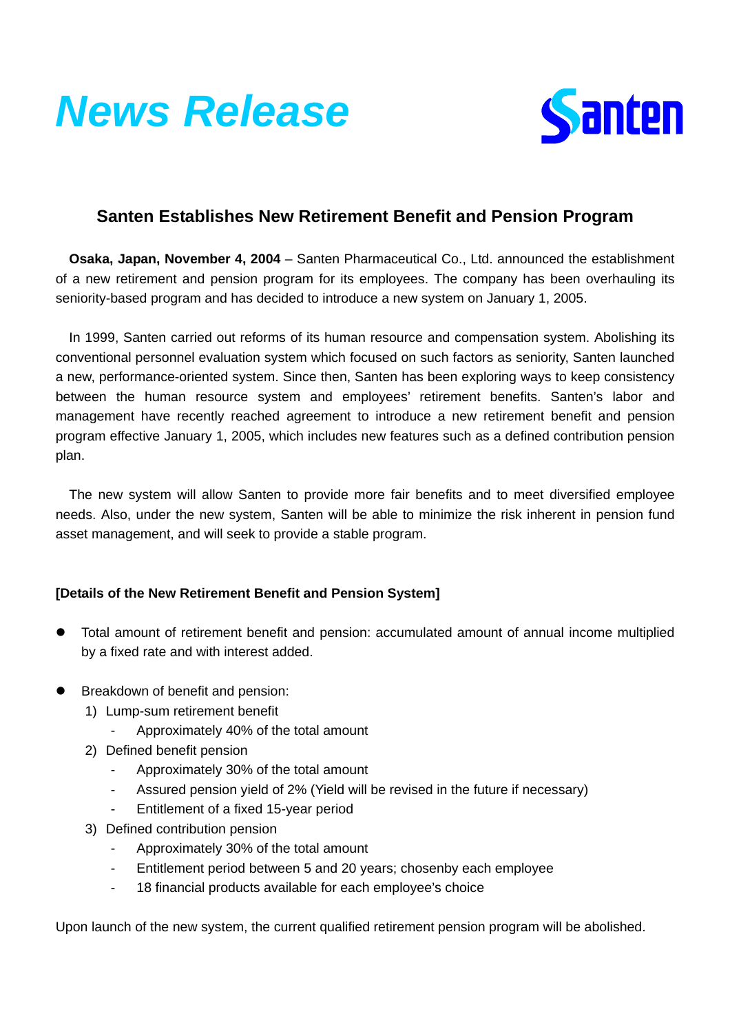# News Release

Santen

## Santen Establishes New Retirement Benefit and Pension Program

**Osaka, Japan, November 4, 2004** – Santen Pharmaceutical Co., Ltd. announced the establishment of a new retirement and pension program for its employees. The company has been overhauling its seniority-based program and has decided to introduce a new system on January 1, 2005.

In 1999, Santen carried out reforms of its human resource and compensation system. Abolishing its conventional personnel evaluation system which focused on such factors as seniority, Santen launched a new, performance-oriented system. Since then, Santen has been exploring ways to keep consistency between the human resource system and employees' retirement benefits. Santen's labor and management have recently reached agreement to introduce a new retirement benefit and pension program effective January 1, 2005, which includes new features such as a defined contribution pension plan.

The new system will allow Santen to provide more fair benefits and to meet diversified employee needs. Also, under the new system, Santen will be able to minimize the risk inherent in pension fund asset management, and will seek to provide a stable program.

**[Details of the New Retirement Benefit and Pension System]**

- Total amount of retirement benefit and pension: accumulated amount of annual income multiplied by a fixed rate and with interest added.

- Breakdown of benefit and pension:
  1) Lump-sum retirement benefit
     - Approximately 40% of the total amount
  2) Defined benefit pension
     - Approximately 30% of the total amount
     - Assured pension yield of 2% (Yield will be revised in the future if necessary)
     - Entitlement of a fixed 15-year period
  3) Defined contribution pension
     - Approximately 30% of the total amount
     - Entitlement period between 5 and 20 years; chosenby each employee
     - 18 financial products available for each employee's choice

Upon launch of the new system, the current qualified retirement pension program will be abolished.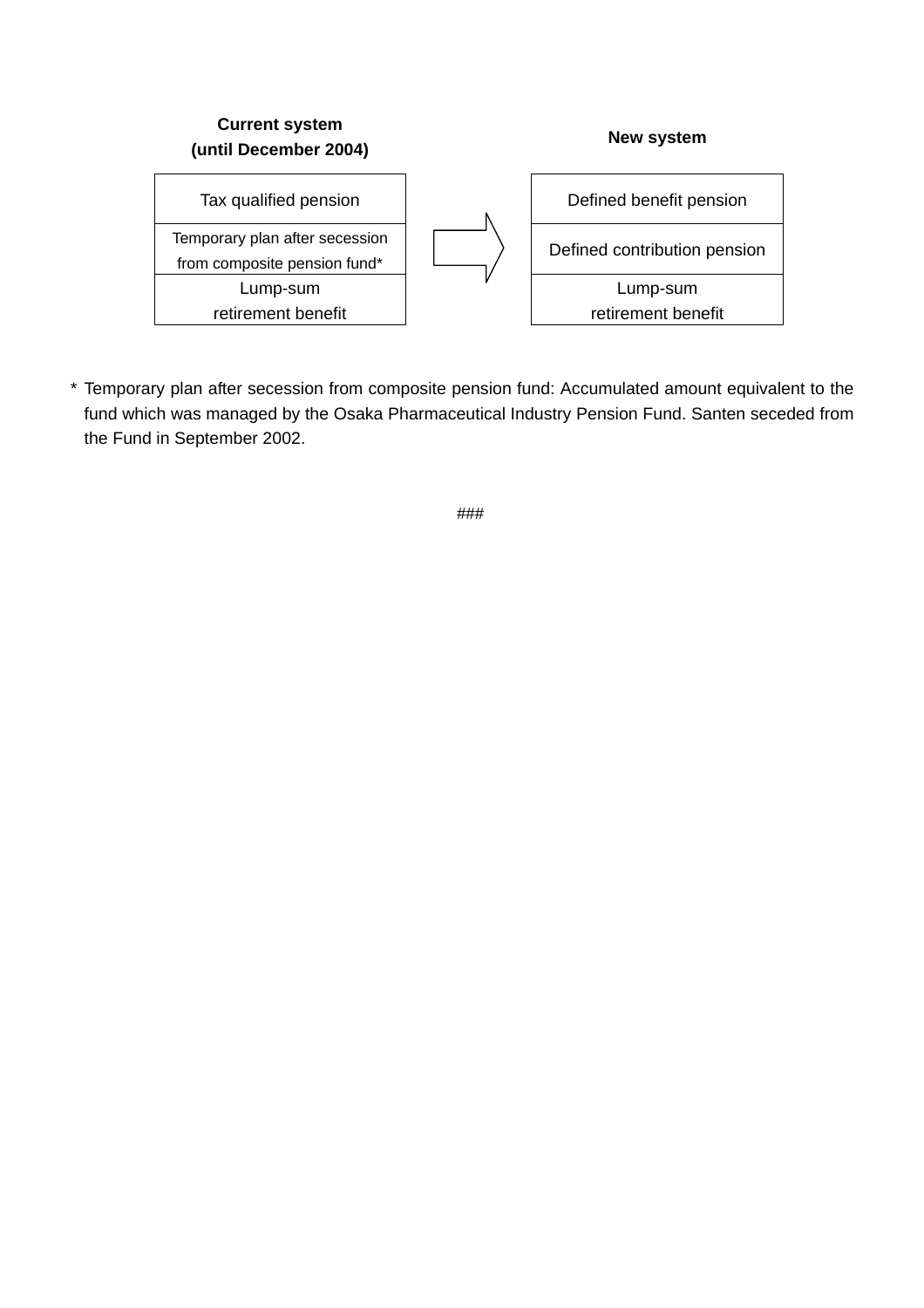| Current system (until December 2004) | | New system |
|---|---|---|
| Tax qualified pension | ⇨ | Defined benefit pension |
| Temporary plan after secession from composite pension fund* | | Defined contribution pension |
| Lump-sum retirement benefit | | Lump-sum retirement benefit |

* Temporary plan after secession from composite pension fund: Accumulated amount equivalent to the fund which was managed by the Osaka Pharmaceutical Industry Pension Fund. Santen seceded from the Fund in September 2002.

###